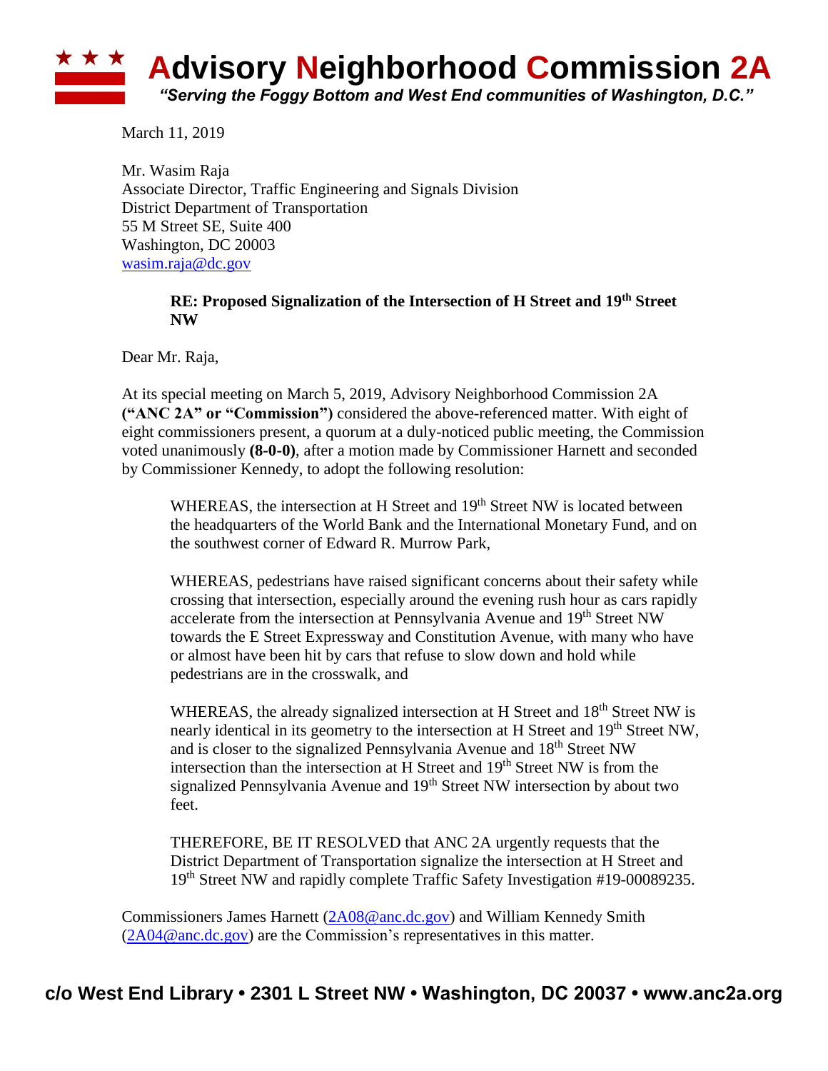# Advisory Neighborhood Commission 2A

*"Serving the Foggy Bottom and West End communities of Washington, D.C."*

March 11, 2019

Mr. Wasim Raja
Associate Director, Traffic Engineering and Signals Division
District Department of Transportation
55 M Street SE, Suite 400
Washington, DC 20003
wasim.raja@dc.gov

> **RE: Proposed Signalization of the Intersection of H Street and 19th Street NW**

Dear Mr. Raja,

At its special meeting on March 5, 2019, Advisory Neighborhood Commission 2A **("ANC 2A" or "Commission")** considered the above-referenced matter. With eight of eight commissioners present, a quorum at a duly-noticed public meeting, the Commission voted unanimously **(8-0-0)**, after a motion made by Commissioner Harnett and seconded by Commissioner Kennedy, to adopt the following resolution:

> WHEREAS, the intersection at H Street and 19th Street NW is located between the headquarters of the World Bank and the International Monetary Fund, and on the southwest corner of Edward R. Murrow Park,
>
> WHEREAS, pedestrians have raised significant concerns about their safety while crossing that intersection, especially around the evening rush hour as cars rapidly accelerate from the intersection at Pennsylvania Avenue and 19th Street NW towards the E Street Expressway and Constitution Avenue, with many who have or almost have been hit by cars that refuse to slow down and hold while pedestrians are in the crosswalk, and
>
> WHEREAS, the already signalized intersection at H Street and 18th Street NW is nearly identical in its geometry to the intersection at H Street and 19th Street NW, and is closer to the signalized Pennsylvania Avenue and 18th Street NW intersection than the intersection at H Street and 19th Street NW is from the signalized Pennsylvania Avenue and 19th Street NW intersection by about two feet.
>
> THEREFORE, BE IT RESOLVED that ANC 2A urgently requests that the District Department of Transportation signalize the intersection at H Street and 19th Street NW and rapidly complete Traffic Safety Investigation #19-00089235.

Commissioners James Harnett (2A08@anc.dc.gov) and William Kennedy Smith (2A04@anc.dc.gov) are the Commission's representatives in this matter.

**c/o West End Library • 2301 L Street NW • Washington, DC 20037 • www.anc2a.org**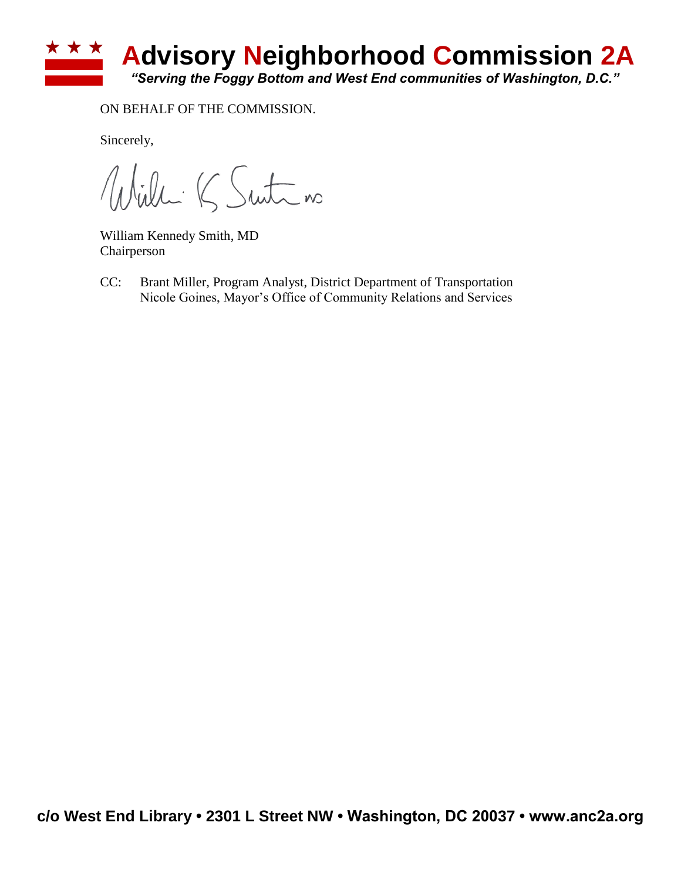ON BEHALF OF THE COMMISSION.

Sincerely,

William Kennedy Smith, MD
Chairperson

CC: Brant Miller, Program Analyst, District Department of Transportation
Nicole Goines, Mayor's Office of Community Relations and Services